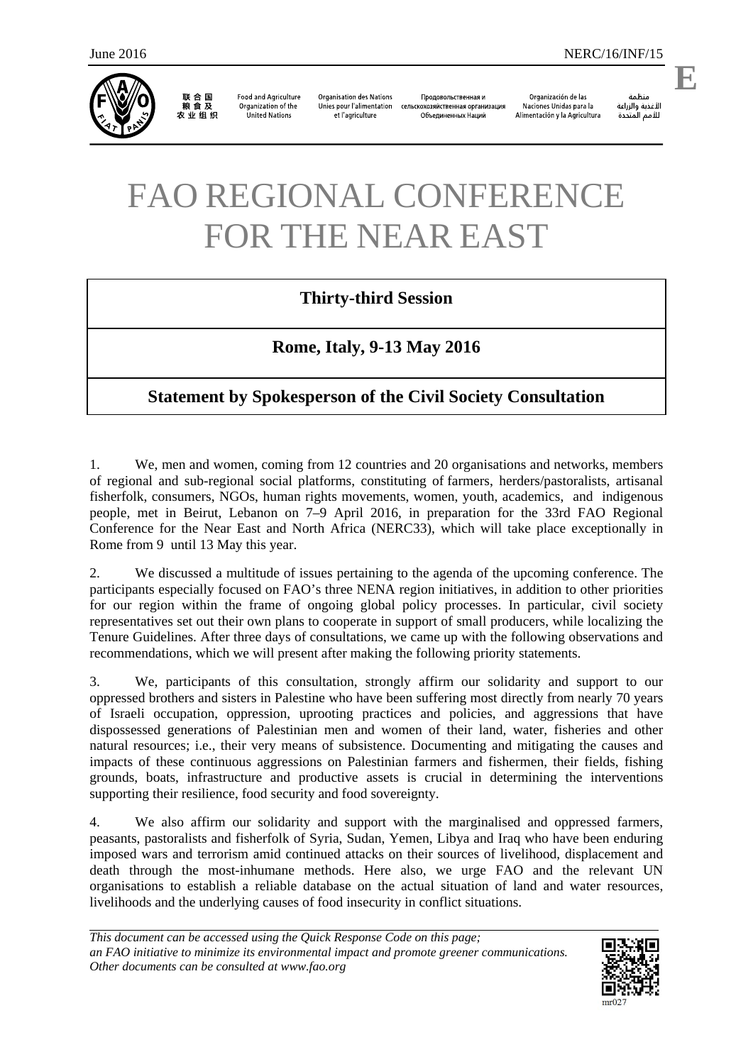June 2016 NERC/16/INF/15

**E**

联合国粮食及农业组织 Food and Agriculture Organization of the United Nations Organisation des Nations Unies pour l'alimentation et l'agriculture Продовольственная и сельскохозяйственная организация Объединенных Наций Organización de las Naciones Unidas para la Alimentación y la Agricultura منظمة الأغذية والزراعة للأمم المتحدة

# FAO REGIONAL CONFERENCE FOR THE NEAR EAST

## Thirty-third Session

## Rome, Italy, 9-13 May 2016

## Statement by Spokesperson of the Civil Society Consultation

1. We, men and women, coming from 12 countries and 20 organisations and networks, members of regional and sub-regional social platforms, constituting of farmers, herders/pastoralists, artisanal fisherfolk, consumers, NGOs, human rights movements, women, youth, academics, and indigenous people, met in Beirut, Lebanon on 7–9 April 2016, in preparation for the 33rd FAO Regional Conference for the Near East and North Africa (NERC33), which will take place exceptionally in Rome from 9 until 13 May this year.

2. We discussed a multitude of issues pertaining to the agenda of the upcoming conference. The participants especially focused on FAO's three NENA region initiatives, in addition to other priorities for our region within the frame of ongoing global policy processes. In particular, civil society representatives set out their own plans to cooperate in support of small producers, while localizing the Tenure Guidelines. After three days of consultations, we came up with the following observations and recommendations, which we will present after making the following priority statements.

3. We, participants of this consultation, strongly affirm our solidarity and support to our oppressed brothers and sisters in Palestine who have been suffering most directly from nearly 70 years of Israeli occupation, oppression, uprooting practices and policies, and aggressions that have dispossessed generations of Palestinian men and women of their land, water, fisheries and other natural resources; i.e., their very means of subsistence. Documenting and mitigating the causes and impacts of these continuous aggressions on Palestinian farmers and fishermen, their fields, fishing grounds, boats, infrastructure and productive assets is crucial in determining the interventions supporting their resilience, food security and food sovereignty.

4. We also affirm our solidarity and support with the marginalised and oppressed farmers, peasants, pastoralists and fisherfolk of Syria, Sudan, Yemen, Libya and Iraq who have been enduring imposed wars and terrorism amid continued attacks on their sources of livelihood, displacement and death through the most-inhumane methods. Here also, we urge FAO and the relevant UN organisations to establish a reliable database on the actual situation of land and water resources, livelihoods and the underlying causes of food insecurity in conflict situations.

*This document can be accessed using the Quick Response Code on this page; an FAO initiative to minimize its environmental impact and promote greener communications. Other documents can be consulted at www.fao.org*

mr027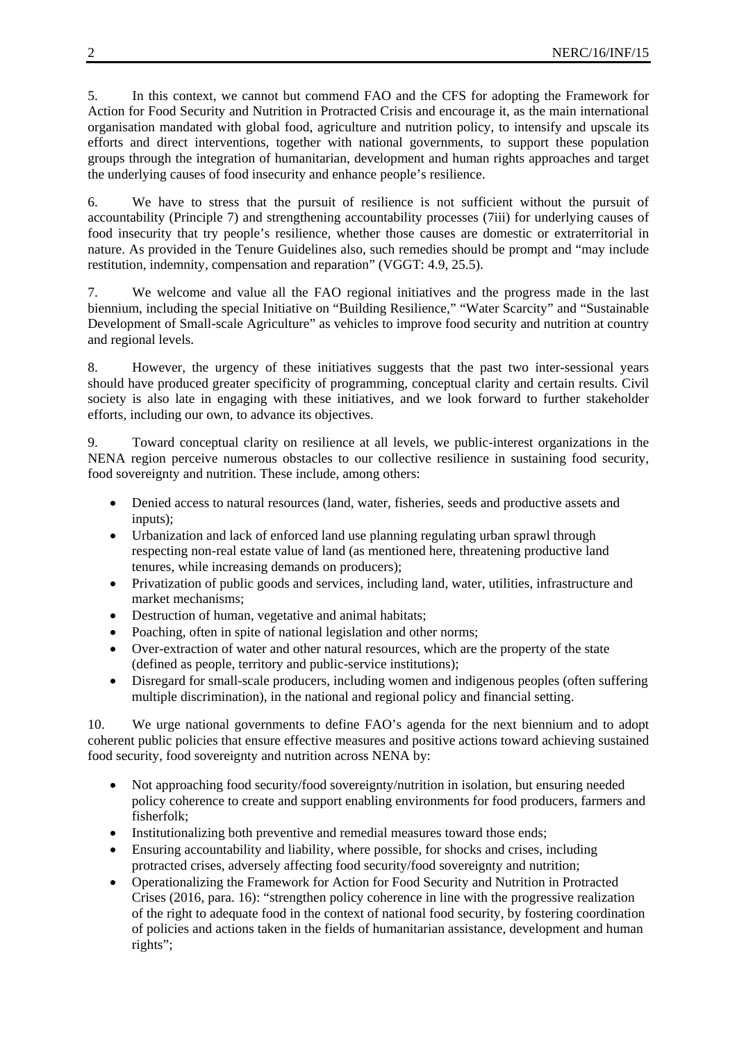5. In this context, we cannot but commend FAO and the CFS for adopting the Framework for Action for Food Security and Nutrition in Protracted Crisis and encourage it, as the main international organisation mandated with global food, agriculture and nutrition policy, to intensify and upscale its efforts and direct interventions, together with national governments, to support these population groups through the integration of humanitarian, development and human rights approaches and target the underlying causes of food insecurity and enhance people's resilience.

6. We have to stress that the pursuit of resilience is not sufficient without the pursuit of accountability (Principle 7) and strengthening accountability processes (7iii) for underlying causes of food insecurity that try people's resilience, whether those causes are domestic or extraterritorial in nature. As provided in the Tenure Guidelines also, such remedies should be prompt and "may include restitution, indemnity, compensation and reparation" (VGGT: 4.9, 25.5).

7. We welcome and value all the FAO regional initiatives and the progress made in the last biennium, including the special Initiative on "Building Resilience," "Water Scarcity" and "Sustainable Development of Small-scale Agriculture" as vehicles to improve food security and nutrition at country and regional levels.

8. However, the urgency of these initiatives suggests that the past two inter-sessional years should have produced greater specificity of programming, conceptual clarity and certain results. Civil society is also late in engaging with these initiatives, and we look forward to further stakeholder efforts, including our own, to advance its objectives.

9. Toward conceptual clarity on resilience at all levels, we public-interest organizations in the NENA region perceive numerous obstacles to our collective resilience in sustaining food security, food sovereignty and nutrition. These include, among others:

- Denied access to natural resources (land, water, fisheries, seeds and productive assets and inputs);
- Urbanization and lack of enforced land use planning regulating urban sprawl through respecting non-real estate value of land (as mentioned here, threatening productive land tenures, while increasing demands on producers);
- Privatization of public goods and services, including land, water, utilities, infrastructure and market mechanisms;
- Destruction of human, vegetative and animal habitats;
- Poaching, often in spite of national legislation and other norms;
- Over-extraction of water and other natural resources, which are the property of the state (defined as people, territory and public-service institutions);
- Disregard for small-scale producers, including women and indigenous peoples (often suffering multiple discrimination), in the national and regional policy and financial setting.

10. We urge national governments to define FAO's agenda for the next biennium and to adopt coherent public policies that ensure effective measures and positive actions toward achieving sustained food security, food sovereignty and nutrition across NENA by:

- Not approaching food security/food sovereignty/nutrition in isolation, but ensuring needed policy coherence to create and support enabling environments for food producers, farmers and fisherfolk;
- Institutionalizing both preventive and remedial measures toward those ends;
- Ensuring accountability and liability, where possible, for shocks and crises, including protracted crises, adversely affecting food security/food sovereignty and nutrition;
- Operationalizing the Framework for Action for Food Security and Nutrition in Protracted Crises (2016, para. 16): "strengthen policy coherence in line with the progressive realization of the right to adequate food in the context of national food security, by fostering coordination of policies and actions taken in the fields of humanitarian assistance, development and human rights";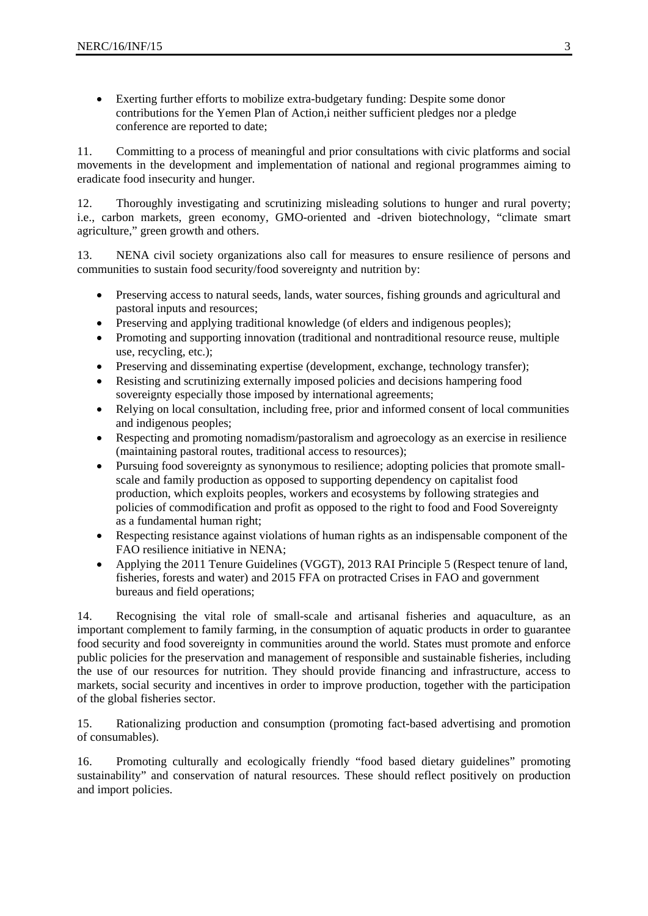- Exerting further efforts to mobilize extra-budgetary funding: Despite some donor contributions for the Yemen Plan of Action,i neither sufficient pledges nor a pledge conference are reported to date;

11. Committing to a process of meaningful and prior consultations with civic platforms and social movements in the development and implementation of national and regional programmes aiming to eradicate food insecurity and hunger.

12. Thoroughly investigating and scrutinizing misleading solutions to hunger and rural poverty; i.e., carbon markets, green economy, GMO-oriented and -driven biotechnology, "climate smart agriculture," green growth and others.

13. NENA civil society organizations also call for measures to ensure resilience of persons and communities to sustain food security/food sovereignty and nutrition by:

- Preserving access to natural seeds, lands, water sources, fishing grounds and agricultural and pastoral inputs and resources;
- Preserving and applying traditional knowledge (of elders and indigenous peoples);
- Promoting and supporting innovation (traditional and nontraditional resource reuse, multiple use, recycling, etc.);
- Preserving and disseminating expertise (development, exchange, technology transfer);
- Resisting and scrutinizing externally imposed policies and decisions hampering food sovereignty especially those imposed by international agreements;
- Relying on local consultation, including free, prior and informed consent of local communities and indigenous peoples;
- Respecting and promoting nomadism/pastoralism and agroecology as an exercise in resilience (maintaining pastoral routes, traditional access to resources);
- Pursuing food sovereignty as synonymous to resilience; adopting policies that promote small-scale and family production as opposed to supporting dependency on capitalist food production, which exploits peoples, workers and ecosystems by following strategies and policies of commodification and profit as opposed to the right to food and Food Sovereignty as a fundamental human right;
- Respecting resistance against violations of human rights as an indispensable component of the FAO resilience initiative in NENA;
- Applying the 2011 Tenure Guidelines (VGGT), 2013 RAI Principle 5 (Respect tenure of land, fisheries, forests and water) and 2015 FFA on protracted Crises in FAO and government bureaus and field operations;

14. Recognising the vital role of small-scale and artisanal fisheries and aquaculture, as an important complement to family farming, in the consumption of aquatic products in order to guarantee food security and food sovereignty in communities around the world. States must promote and enforce public policies for the preservation and management of responsible and sustainable fisheries, including the use of our resources for nutrition. They should provide financing and infrastructure, access to markets, social security and incentives in order to improve production, together with the participation of the global fisheries sector.

15. Rationalizing production and consumption (promoting fact-based advertising and promotion of consumables).

16. Promoting culturally and ecologically friendly "food based dietary guidelines" promoting sustainability" and conservation of natural resources. These should reflect positively on production and import policies.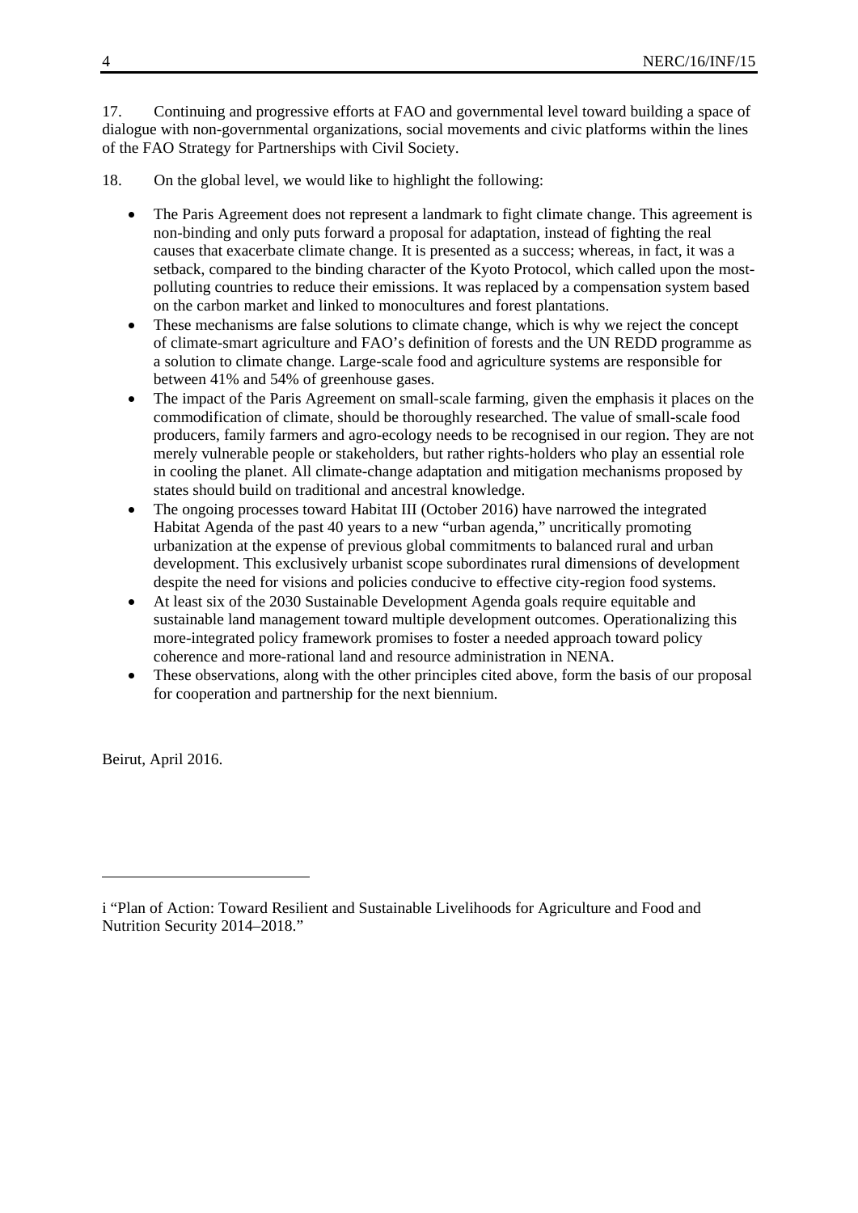17. Continuing and progressive efforts at FAO and governmental level toward building a space of dialogue with non-governmental organizations, social movements and civic platforms within the lines of the FAO Strategy for Partnerships with Civil Society.

18. On the global level, we would like to highlight the following:

- The Paris Agreement does not represent a landmark to fight climate change. This agreement is non-binding and only puts forward a proposal for adaptation, instead of fighting the real causes that exacerbate climate change. It is presented as a success; whereas, in fact, it was a setback, compared to the binding character of the Kyoto Protocol, which called upon the most-polluting countries to reduce their emissions. It was replaced by a compensation system based on the carbon market and linked to monocultures and forest plantations.
- These mechanisms are false solutions to climate change, which is why we reject the concept of climate-smart agriculture and FAO's definition of forests and the UN REDD programme as a solution to climate change. Large-scale food and agriculture systems are responsible for between 41% and 54% of greenhouse gases.
- The impact of the Paris Agreement on small-scale farming, given the emphasis it places on the commodification of climate, should be thoroughly researched. The value of small-scale food producers, family farmers and agro-ecology needs to be recognised in our region. They are not merely vulnerable people or stakeholders, but rather rights-holders who play an essential role in cooling the planet. All climate-change adaptation and mitigation mechanisms proposed by states should build on traditional and ancestral knowledge.
- The ongoing processes toward Habitat III (October 2016) have narrowed the integrated Habitat Agenda of the past 40 years to a new "urban agenda," uncritically promoting urbanization at the expense of previous global commitments to balanced rural and urban development. This exclusively urbanist scope subordinates rural dimensions of development despite the need for visions and policies conducive to effective city-region food systems.
- At least six of the 2030 Sustainable Development Agenda goals require equitable and sustainable land management toward multiple development outcomes. Operationalizing this more-integrated policy framework promises to foster a needed approach toward policy coherence and more-rational land and resource administration in NENA.
- These observations, along with the other principles cited above, form the basis of our proposal for cooperation and partnership for the next biennium.

Beirut, April 2016.

---

i "Plan of Action: Toward Resilient and Sustainable Livelihoods for Agriculture and Food and Nutrition Security 2014–2018."